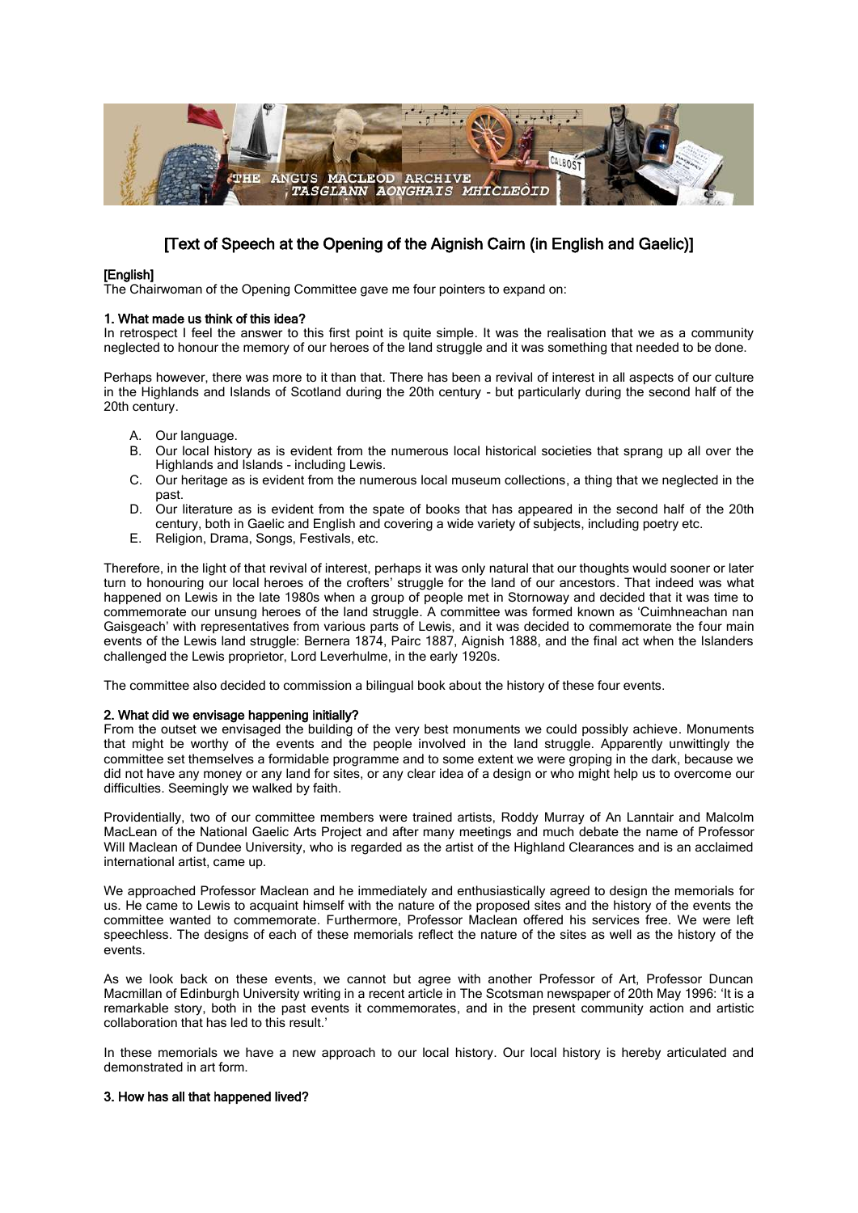# [Text of Speech at the Opening of the Aignish Cairn (in English and Gaelic)]

**[English]**

The Chairwoman of the Opening Committee gave me four pointers to expand on:

**1. What made us think of this idea?**

In retrospect I feel the answer to this first point is quite simple. It was the realisation that we as a community neglected to honour the memory of our heroes of the land struggle and it was something that needed to be done.

Perhaps however, there was more to it than that. There has been a revival of interest in all aspects of our culture in the Highlands and Islands of Scotland during the 20th century - but particularly during the second half of the 20th century.

A. Our language.
B. Our local history as is evident from the numerous local historical societies that sprang up all over the Highlands and Islands - including Lewis.
C. Our heritage as is evident from the numerous local museum collections, a thing that we neglected in the past.
D. Our literature as is evident from the spate of books that has appeared in the second half of the 20th century, both in Gaelic and English and covering a wide variety of subjects, including poetry etc.
E. Religion, Drama, Songs, Festivals, etc.

Therefore, in the light of that revival of interest, perhaps it was only natural that our thoughts would sooner or later turn to honouring our local heroes of the crofters' struggle for the land of our ancestors. That indeed was what happened on Lewis in the late 1980s when a group of people met in Stornoway and decided that it was time to commemorate our unsung heroes of the land struggle. A committee was formed known as 'Cuimhneachan nan Gaisgeach' with representatives from various parts of Lewis, and it was decided to commemorate the four main events of the Lewis land struggle: Bernera 1874, Pairc 1887, Aignish 1888, and the final act when the Islanders challenged the Lewis proprietor, Lord Leverhulme, in the early 1920s.

The committee also decided to commission a bilingual book about the history of these four events.

**2. What did we envisage happening initially?**

From the outset we envisaged the building of the very best monuments we could possibly achieve. Monuments that might be worthy of the events and the people involved in the land struggle. Apparently unwittingly the committee set themselves a formidable programme and to some extent we were groping in the dark, because we did not have any money or any land for sites, or any clear idea of a design or who might help us to overcome our difficulties. Seemingly we walked by faith.

Providentially, two of our committee members were trained artists, Roddy Murray of An Lanntair and Malcolm MacLean of the National Gaelic Arts Project and after many meetings and much debate the name of Professor Will Maclean of Dundee University, who is regarded as the artist of the Highland Clearances and is an acclaimed international artist, came up.

We approached Professor Maclean and he immediately and enthusiastically agreed to design the memorials for us. He came to Lewis to acquaint himself with the nature of the proposed sites and the history of the events the committee wanted to commemorate. Furthermore, Professor Maclean offered his services free. We were left speechless. The designs of each of these memorials reflect the nature of the sites as well as the history of the events.

As we look back on these events, we cannot but agree with another Professor of Art, Professor Duncan Macmillan of Edinburgh University writing in a recent article in The Scotsman newspaper of 20th May 1996: 'It is a remarkable story, both in the past events it commemorates, and in the present community action and artistic collaboration that has led to this result.'

In these memorials we have a new approach to our local history. Our local history is hereby articulated and demonstrated in art form.

**3. How has all that happened lived?**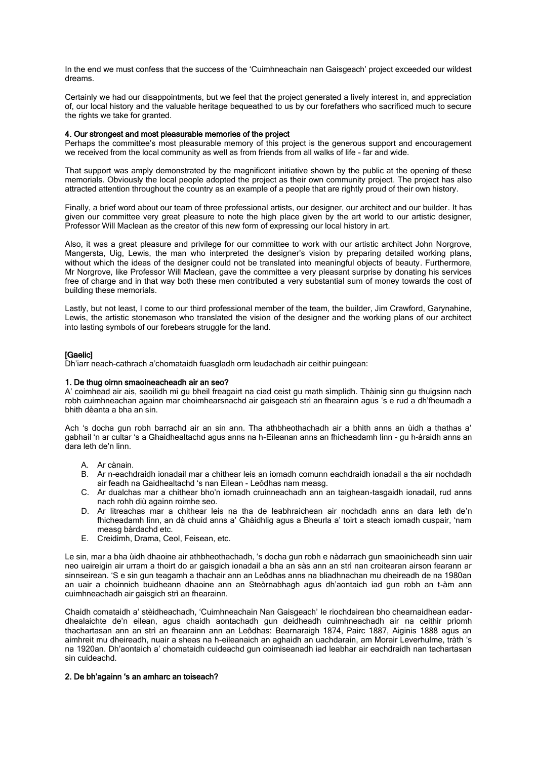In the end we must confess that the success of the 'Cuimhneachain nan Gaisgeach' project exceeded our wildest dreams.

Certainly we had our disappointments, but we feel that the project generated a lively interest in, and appreciation of, our local history and the valuable heritage bequeathed to us by our forefathers who sacrificed much to secure the rights we take for granted.

#### 4. Our strongest and most pleasurable memories of the project

Perhaps the committee's most pleasurable memory of this project is the generous support and encouragement we received from the local community as well as from friends from all walks of life - far and wide.

That support was amply demonstrated by the magnificent initiative shown by the public at the opening of these memorials. Obviously the local people adopted the project as their own community project. The project has also attracted attention throughout the country as an example of a people that are rightly proud of their own history.

Finally, a brief word about our team of three professional artists, our designer, our architect and our builder. It has given our committee very great pleasure to note the high place given by the art world to our artistic designer, Professor Will Maclean as the creator of this new form of expressing our local history in art.

Also, it was a great pleasure and privilege for our committee to work with our artistic architect John Norgrove, Mangersta, Uig, Lewis, the man who interpreted the designer's vision by preparing detailed working plans, without which the ideas of the designer could not be translated into meaningful objects of beauty. Furthermore, Mr Norgrove, like Professor Will Maclean, gave the committee a very pleasant surprise by donating his services free of charge and in that way both these men contributed a very substantial sum of money towards the cost of building these memorials.

Lastly, but not least, I come to our third professional member of the team, the builder, Jim Crawford, Garynahine, Lewis, the artistic stonemason who translated the vision of the designer and the working plans of our architect into lasting symbols of our forebears struggle for the land.

### [Gaelic]

Dh'iarr neach-cathrach a'chomataidh fuasgladh orm leudachadh air ceithir puingean:

#### 1. De thug oirnn smaoineacheadh air an seo?

A' coimhead air ais, saoilidh mi gu bheil freagairt na ciad ceist gu math sìmplidh. Thàinig sinn gu thuigsinn nach robh cuimhneachan againn mar choimhearsnachd air gaisgeach strì an fhearainn agus 's e rud a dh'fheumadh a bhith dèanta a bha an sin.

Ach 's docha gun robh barrachd air an sin ann. Tha athbheothachadh air a bhith anns an ùidh a thathas a' gabhail 'n ar cultar 's a Ghaidhealtachd agus anns na h-Eileanan anns an fhicheadamh linn - gu h-àraidh anns an dara leth de'n linn.

A. Ar cànain.
B. Ar n-eachdraidh ionadail mar a chithear leis an iomadh comunn eachdraidh ionadail a tha air nochdadh air feadh na Gaidhealtachd 's nan Eilean - Leôdhas nam measg.
C. Ar dualchas mar a chithear bho'n iomadh cruinneachadh ann an taighean-tasgaidh ionadail, rud anns nach rohh diù againn roimhe seo.
D. Ar litreachas mar a chithear leis na tha de leabhraichean air nochdadh anns an dara leth de'n fhicheadamh linn, an dà chuid anns a' Ghàidhlig agus a Bheurla a' toirt a steach iomadh cuspair, 'nam measg bàrdachd etc.
E. Creidimh, Drama, Ceol, Feisean, etc.

Le sin, mar a bha ùidh dhaoine air athbheothachadh, 's docha gun robh e nàdarrach gun smaoinicheadh sinn uair neo uaireigin air urram a thoirt do ar gaisgich ionadail a bha an sàs ann an strì nan croitearan airson fearann ar sinnseirean. 'S e sin gun teagamh a thachair ann an Leôdhas anns na bliadhnachan mu dheireadh de na 1980an an uair a choinnich buidheann dhaoine ann an Steòrnabhagh agus dh'aontaich iad gun robh an t-àm ann cuimhneachadh air gaisgich strì an fhearainn.

Chaidh comataidh a' stèidheachadh, 'Cuimhneachain Nan Gaisgeach' le riochdairean bho chearnaidhean eadar-dhealaichte de'n eilean, agus chaidh aontachadh gun deidheadh cuimhneachadh air na ceithir prìomh thachartasan ann an strì an fhearainn ann an Leôdhas: Bearnaraigh 1874, Pairc 1887, Aiginis 1888 agus an aimhreit mu dheireadh, nuair a sheas na h-eileanaich an aghaidh an uachdarain, am Morair Leverhulme, tràth 's na 1920an. Dh'aontaich a' chomataidh cuideachd gun coimiseanadh iad leabhar air eachdraidh nan tachartasan sin cuideachd.

#### 2. De bh'againn 's an amharc an toiseach?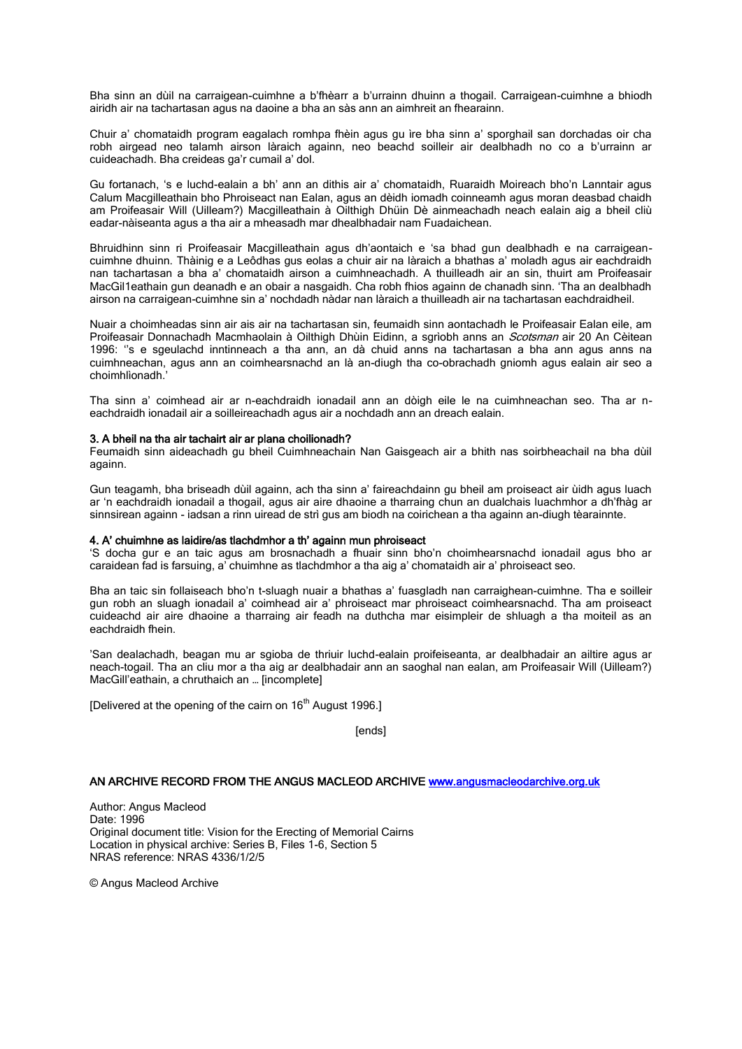Bha sinn an dùil na carraigean-cuimhne a b'fhèarr a b'urrainn dhuinn a thogail. Carraigean-cuimhne a bhiodh airidh air na tachartasan agus na daoine a bha an sàs ann an aimhreit an fhearainn.

Chuir a' chomataidh program eagalach romhpa fhèin agus gu ìre bha sinn a' sporghail san dorchadas oir cha robh airgead neo talamh airson làraich againn, neo beachd soilleir air dealbhadh no co a b'urrainn ar cuideachadh. Bha creideas ga'r cumail a' dol.

Gu fortanach, 's e luchd-ealain a bh' ann an dithis air a' chomataidh, Ruaraidh Moireach bho'n Lanntair agus Calum Macgilleathain bho Phroiseact nan Ealan, agus an dèidh iomadh coinneamh agus moran deasbad chaidh am Proifeasair Will (Uilleam?) Macgilleathain à Oilthigh Dhùin Dè ainmeachadh neach ealain aig a bheil cliù eadar-nàiseanta agus a tha air a mheasadh mar dhealbhadair nam Fuadaichean.

Bhruidhinn sinn ri Proifeasair Macgilleathain agus dh'aontaich e 'sa bhad gun dealbhadh e na carraigean-cuimhne dhuinn. Thàinig e a Leòdhas gus eolas a chuir air na làraich a bhathas a' moladh agus air eachdraidh nan tachartasan a bha a' chomataidh airson a cuimhneachadh. A thuilleadh air an sin, thuirt am Proifeasair MacGil1eathain gun deanadh e an obair a nasgaidh. Cha robh fhios againn de chanadh sinn. 'Tha an dealbhadh airson na carraigean-cuimhne sin a' nochdadh nàdar nan làraich a thuilleadh air na tachartasan eachdraidheil.

Nuair a choimheadas sinn air ais air na tachartasan sin, feumaidh sinn aontachadh le Proifeasair Ealan eile, am Proifeasair Donnachadh Macmhaolain à Oilthigh Dhùin Eidinn, a sgrìobh anns an *Scotsman* air 20 An Cèitean 1996: ''s e sgeulachd inntinneach a tha ann, an dà chuid anns na tachartasan a bha ann agus anns na cuimhneachan, agus ann an coimhearsnachd an là an-diugh tha co-obrachadh gniomh agus ealain air seo a choimhlìonadh.'

Tha sinn a' coimhead air ar n-eachdraidh ionadail ann an dòigh eile le na cuimhneachan seo. Tha ar n-eachdraidh ionadail air a soilleireachadh agus air a nochdadh ann an dreach ealain.

**3. A bheil na tha air tachairt air ar plana choilionadh?**

Feumaidh sinn aideachadh gu bheil Cuimhneachain Nan Gaisgeach air a bhith nas soirbheachail na bha dùil againn.

Gun teagamh, bha briseadh dùil againn, ach tha sinn a' faireachdainn gu bheil am proiseact air ùidh agus luach ar 'n eachdraidh ionadail a thogail, agus air aire dhaoine a tharraing chun an dualchais luachmhor a dh'fhàg ar sinnsirean againn - iadsan a rinn uiread de strì gus am biodh na coirichean a tha againn an-diugh tèarainnte.

**4. A' chuimhne as laidire/as tlachdmhor a th' againn mun phroiseact**

'S docha gur e an taic agus am brosnachadh a fhuair sinn bho'n choimhearsnachd ionadail agus bho ar caraidean fad is farsuing, a' chuimhne as tlachdmhor a tha aig a' chomataidh air a' phroiseact seo.

Bha an taic sin follaiseach bho'n t-sluagh nuair a bhathas a' fuasgladh nan carraighean-cuimhne. Tha e soilleir gun robh an sluagh ionadail a' coimhead air a' phroiseact mar phroiseact coimhearsnachd. Tha am proiseact cuideachd air aire dhaoine a tharraing air feadh na duthcha mar eisimpleir de shluagh a tha moiteil as an eachdraidh fhein.

'San dealachadh, beagan mu ar sgioba de thriuir luchd-ealain proifeiseanta, ar dealbhadair an ailtire agus ar neach-togail. Tha an cliu mor a tha aig ar dealbhadair ann an saoghal nan ealan, am Proifeasair Will (Uilleam?) MacGill'eathain, a chruthaich an … [incomplete]

[Delivered at the opening of the cairn on 16th August 1996.]

[ends]

**AN ARCHIVE RECORD FROM THE ANGUS MACLEOD ARCHIVE www.angusmacleodarchive.org.uk**

Author: Angus Macleod
Date: 1996
Original document title: Vision for the Erecting of Memorial Cairns
Location in physical archive: Series B, Files 1-6, Section 5
NRAS reference: NRAS 4336/1/2/5

© Angus Macleod Archive